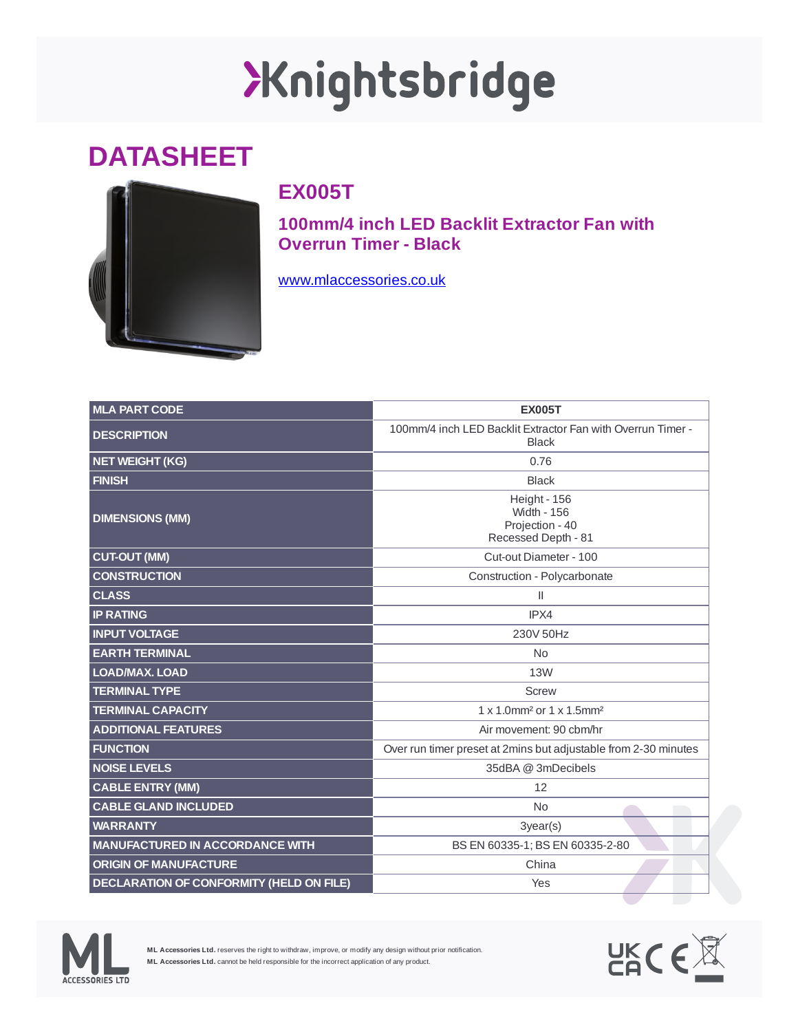# Knightsbridge

## DATASHEET

### EX005T

### 100mm/4 inch LED Backlit Extractor Fan with Overrun Timer - Black

www.mlaccessories.co.uk

| MLA PART CODE | EX005T |
|---|---|
| DESCRIPTION | 100mm/4 inch LED Backlit Extractor Fan with Overrun Timer - Black |
| NET WEIGHT (KG) | 0.76 |
| FINISH | Black |
| DIMENSIONS (MM) | Height - 156<br>Width - 156<br>Projection - 40<br>Recessed Depth - 81 |
| CUT-OUT (MM) | Cut-out Diameter - 100 |
| CONSTRUCTION | Construction - Polycarbonate |
| CLASS | II |
| IP RATING | IPX4 |
| INPUT VOLTAGE | 230V 50Hz |
| EARTH TERMINAL | No |
| LOAD/MAX. LOAD | 13W |
| TERMINAL TYPE | Screw |
| TERMINAL CAPACITY | 1 x 1.0mm² or 1 x 1.5mm² |
| ADDITIONAL FEATURES | Air movement: 90 cbm/hr |
| FUNCTION | Over run timer preset at 2mins but adjustable from 2-30 minutes |
| NOISE LEVELS | 35dBA @ 3mDecibels |
| CABLE ENTRY (MM) | 12 |
| CABLE GLAND INCLUDED | No |
| WARRANTY | 3year(s) |
| MANUFACTURED IN ACCORDANCE WITH | BS EN 60335-1; BS EN 60335-2-80 |
| ORIGIN OF MANUFACTURE | China |
| DECLARATION OF CONFORMITY (HELD ON FILE) | Yes |

ML ACCESSORIES LTD

**ML Accessories Ltd.** reserves the right to withdraw, improve, or modify any design without prior notification.
**ML Accessories Ltd.** cannot be held responsible for the incorrect application of any product.

UK CA CE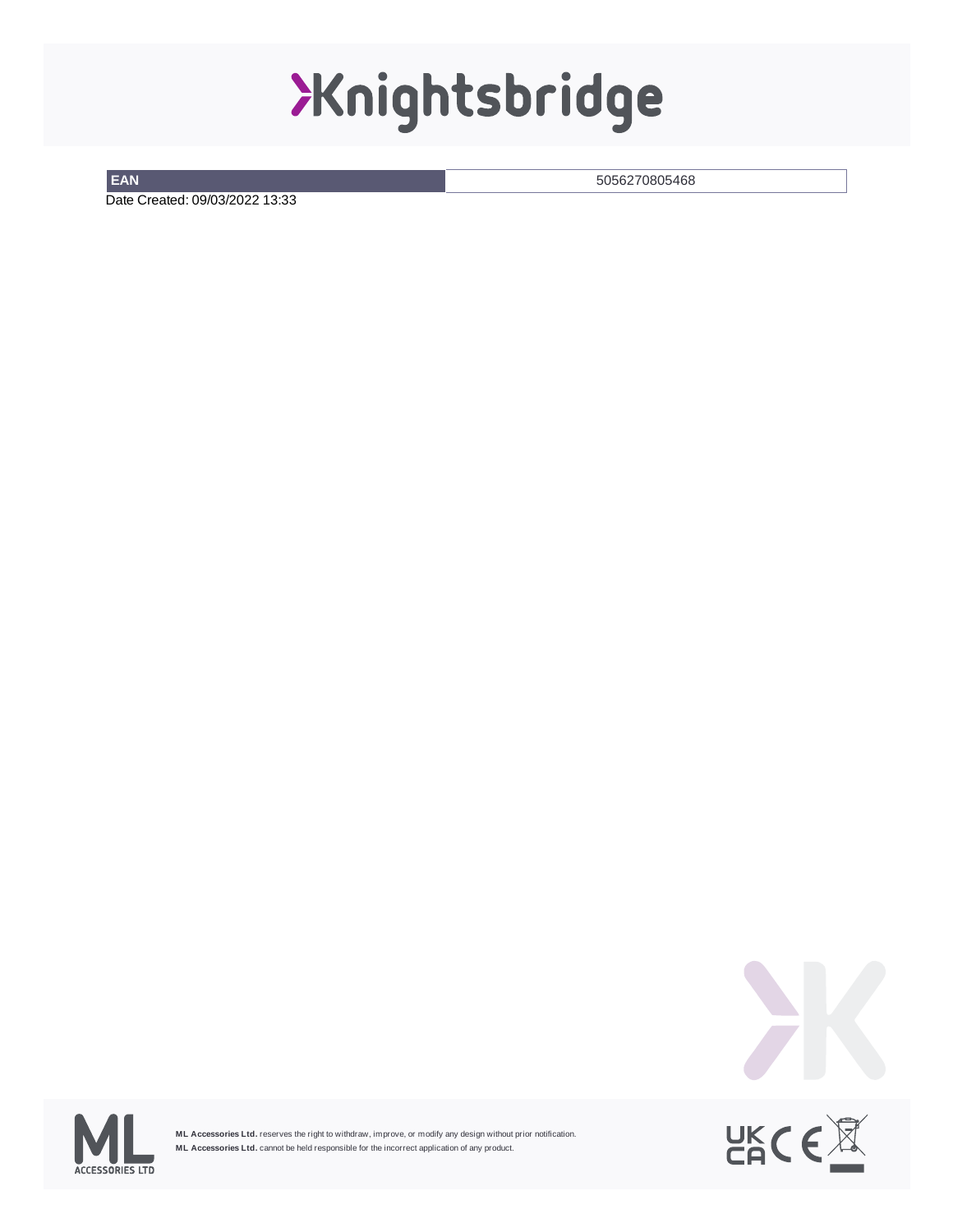| | |
|---|---|
| **EAN** | 5056270805468 |

Date Created: 09/03/2022 13:33

**ML Accessories Ltd.** reserves the right to withdraw, improve, or modify any design without prior notification.
**ML Accessories Ltd.** cannot be held responsible for the incorrect application of any product.